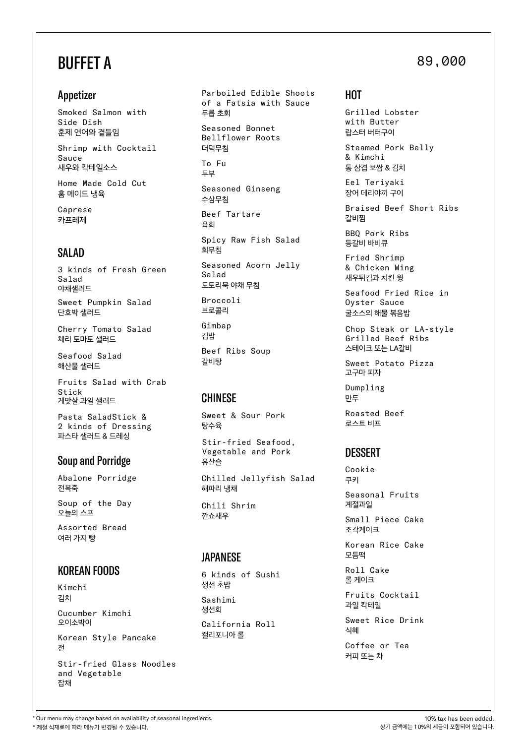# BUFFET A

89,000

## Appetizer

Smoked Salmon with Side Dish
훈제 연어와 곁들임

Shrimp with Cocktail Sauce
새우와 칵테일소스

Home Made Cold Cut
홈 메이드 냉육

Caprese
카프레제

## SALAD

3 kinds of Fresh Green Salad
야채샐러드

Sweet Pumpkin Salad
단호박 샐러드

Cherry Tomato Salad
체리 토마토 샐러드

Seafood Salad
해산물 샐러드

Fruits Salad with Crab Stick
게맛살 과일 샐러드

Pasta SaladStick & 2 kinds of Dressing
파스타 샐러드 & 드레싱

## Soup and Porridge

Abalone Porridge
전복죽

Soup of the Day
오늘의 스프

Assorted Bread
여러 가지 빵

## KOREAN FOODS

Kimchi
김치

Cucumber Kimchi
오이소박이

Korean Style Pancake
전

Stir-fried Glass Noodles and Vegetable
잡채

Parboiled Edible Shoots of a Fatsia with Sauce
두릅 초회

Seasoned Bonnet Bellflower Roots
더덕무침

To Fu
두부

Seasoned Ginseng
수삼무침

Beef Tartare
육회

Spicy Raw Fish Salad
회무침

Seasoned Acorn Jelly Salad
도토리묵 야채 무침

Broccoli
브로콜리

Gimbap
김밥

Beef Ribs Soup
갈비탕

## CHINESE

Sweet & Sour Pork
탕수육

Stir-fried Seafood, Vegetable and Pork
유산슬

Chilled Jellyfish Salad
해파리 냉채

Chili Shrim
깐쇼새우

## JAPANESE

6 kinds of Sushi
생선 초밥

Sashimi
생선회

California Roll
캘리포니아 롤

## HOT

Grilled Lobster with Butter
랍스터 버터구이

Steamed Pork Belly & Kimchi
통 삼겹 보쌈 & 김치

Eel Teriyaki
장어 데리야끼 구이

Braised Beef Short Ribs
갈비찜

BBQ Pork Ribs
등갈비 바비큐

Fried Shrimp & Chicken Wing
새우튀김과 치킨 윙

Seafood Fried Rice in Oyster Sauce
굴소스의 해물 볶음밥

Chop Steak or LA-style Grilled Beef Ribs
스테이크 또는 LA갈비

Sweet Potato Pizza
고구마 피자

Dumpling
만두

Roasted Beef
로스트 비프

## DESSERT

Cookie
쿠키

Seasonal Fruits
계절과일

Small Piece Cake
조각케이크

Korean Rice Cake
모듬떡

Roll Cake
롤 케이크

Fruits Cocktail
과일 칵테일

Sweet Rice Drink
식혜

Coffee or Tea
커피 또는 차

* Our menu may change based on availability of seasonal ingredients.
* 제철 식재료에 따라 메뉴가 변경될 수 있습니다.

10% tax has been added.
상기 금액에는 10%의 세금이 포함되어 있습니다.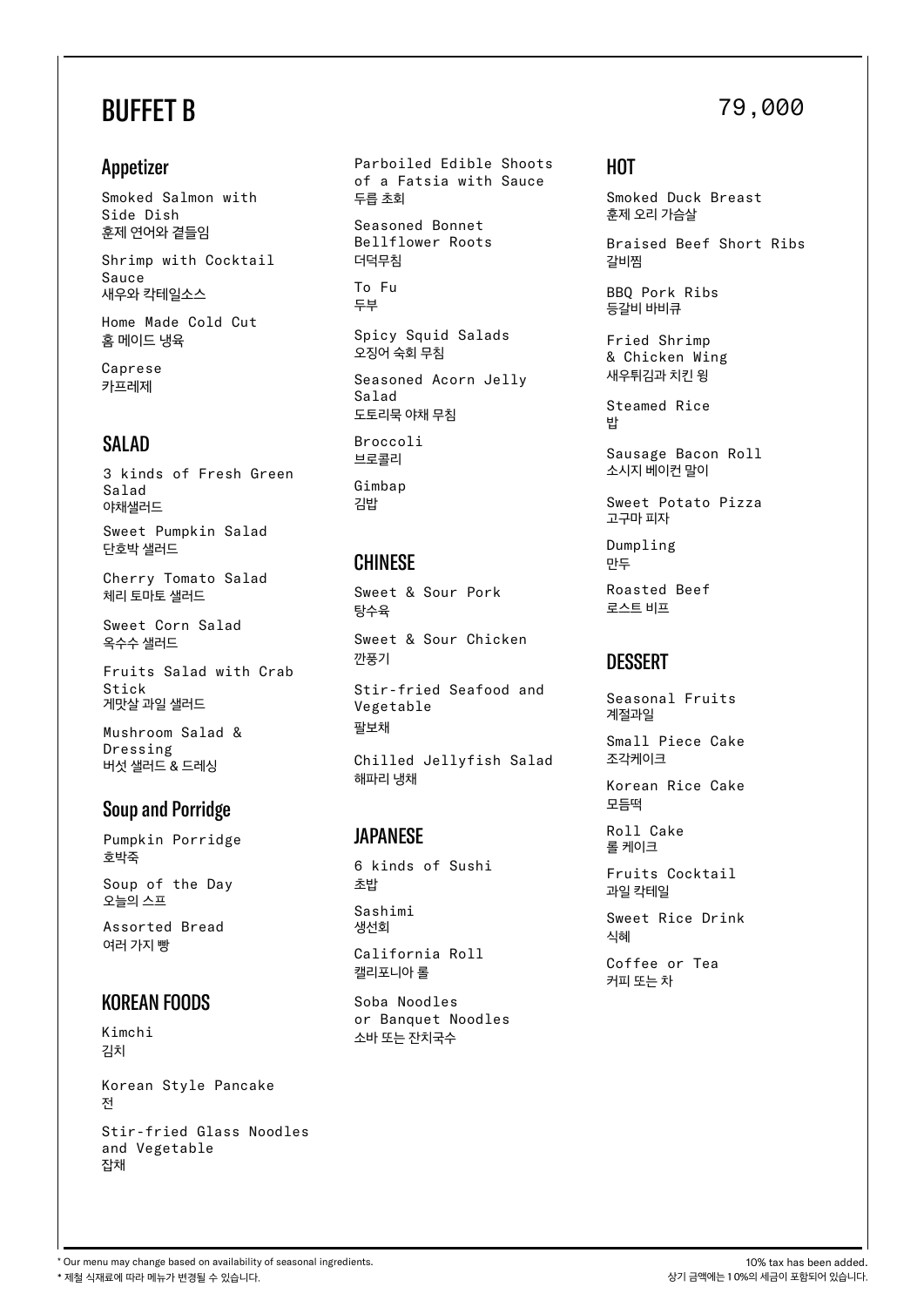# BUFFET B

79,000

## Appetizer

Smoked Salmon with Side Dish
훈제 연어와 곁들임

Shrimp with Cocktail Sauce
새우와 칵테일소스

Home Made Cold Cut
홈 메이드 냉육

Caprese
카프레제

## SALAD

3 kinds of Fresh Green Salad
야채샐러드

Sweet Pumpkin Salad
단호박 샐러드

Cherry Tomato Salad
체리 토마토 샐러드

Sweet Corn Salad
옥수수 샐러드

Fruits Salad with Crab Stick
게맛살 과일 샐러드

Mushroom Salad & Dressing
버섯 샐러드 & 드레싱

## Soup and Porridge

Pumpkin Porridge
호박죽

Soup of the Day
오늘의 스프

Assorted Bread
여러 가지 빵

## KOREAN FOODS

Kimchi
김치

Korean Style Pancake
전

Stir-fried Glass Noodles and Vegetable
잡채

Parboiled Edible Shoots of a Fatsia with Sauce
두릅 초회

Seasoned Bonnet Bellflower Roots
더덕무침

To Fu
두부

Spicy Squid Salads
오징어 숙회 무침

Seasoned Acorn Jelly Salad
도토리묵 야채 무침

Broccoli
브로콜리

Gimbap
김밥

## CHINESE

Sweet & Sour Pork
탕수육

Sweet & Sour Chicken
깐풍기

Stir-fried Seafood and Vegetable
팔보채

Chilled Jellyfish Salad
해파리 냉채

## JAPANESE

6 kinds of Sushi
초밥

Sashimi
생선회

California Roll
캘리포니아 롤

Soba Noodles or Banquet Noodles
소바 또는 잔치국수

## HOT

Smoked Duck Breast
훈제 오리 가슴살

Braised Beef Short Ribs
갈비찜

BBQ Pork Ribs
등갈비 바비큐

Fried Shrimp & Chicken Wing
새우튀김과 치킨 윙

Steamed Rice
밥

Sausage Bacon Roll
소시지 베이컨 말이

Sweet Potato Pizza
고구마 피자

Dumpling
만두

Roasted Beef
로스트 비프

## DESSERT

Seasonal Fruits
계절과일

Small Piece Cake
조각케이크

Korean Rice Cake
모듬떡

Roll Cake
롤 케이크

Fruits Cocktail
과일 칵테일

Sweet Rice Drink
식혜

Coffee or Tea
커피 또는 차

* Our menu may change based on availability of seasonal ingredients.
* 제철 식재료에 따라 메뉴가 변경될 수 있습니다.

10% tax has been added.
상기 금액에는 10%의 세금이 포함되어 있습니다.